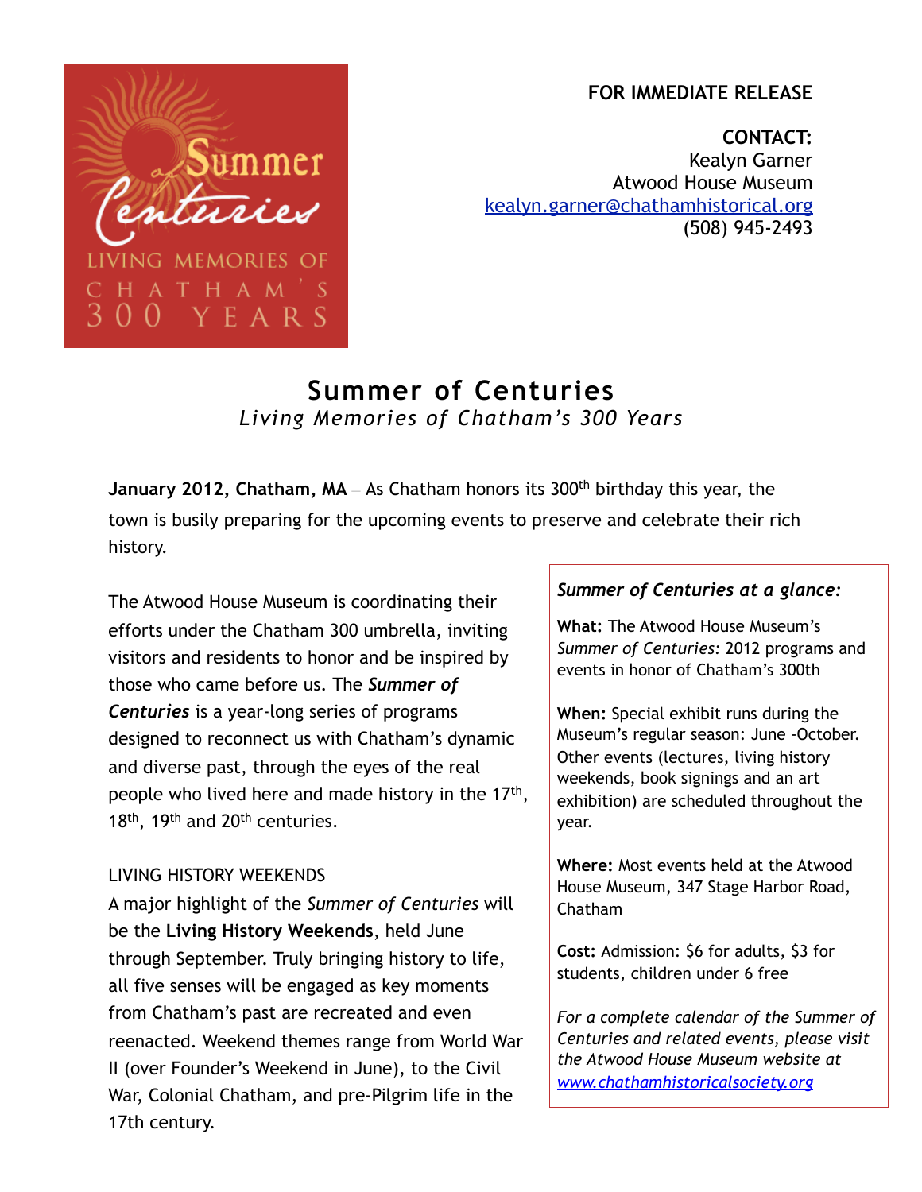**FOR IMMEDIATE RELEASE**

**CONTACT:**
Kealyn Garner
Atwood House Museum
kealyn.garner@chathamhistorical.org
(508) 945-2493

# Summer of Centuries

*Living Memories of Chatham's 300 Years*

**January 2012, Chatham, MA** – As Chatham honors its 300th birthday this year, the town is busily preparing for the upcoming events to preserve and celebrate their rich history.

The Atwood House Museum is coordinating their efforts under the Chatham 300 umbrella, inviting visitors and residents to honor and be inspired by those who came before us. The ***Summer of Centuries*** is a year-long series of programs designed to reconnect us with Chatham's dynamic and diverse past, through the eyes of the real people who lived here and made history in the 17th, 18th, 19th and 20th centuries.

LIVING HISTORY WEEKENDS

A major highlight of the *Summer of Centuries* will be the **Living History Weekends**, held June through September. Truly bringing history to life, all five senses will be engaged as key moments from Chatham's past are recreated and even reenacted. Weekend themes range from World War II (over Founder's Weekend in June), to the Civil War, Colonial Chatham, and pre-Pilgrim life in the 17th century.

***Summer of Centuries at a glance:***

**What:** The Atwood House Museum's *Summer of Centuries:* 2012 programs and events in honor of Chatham's 300th

**When:** Special exhibit runs during the Museum's regular season: June -October. Other events (lectures, living history weekends, book signings and an art exhibition) are scheduled throughout the year.

**Where:** Most events held at the Atwood House Museum, 347 Stage Harbor Road, Chatham

**Cost:** Admission: $6 for adults, $3 for students, children under 6 free

*For a complete calendar of the Summer of Centuries and related events, please visit the Atwood House Museum website at www.chathamhistoricalsociety.org*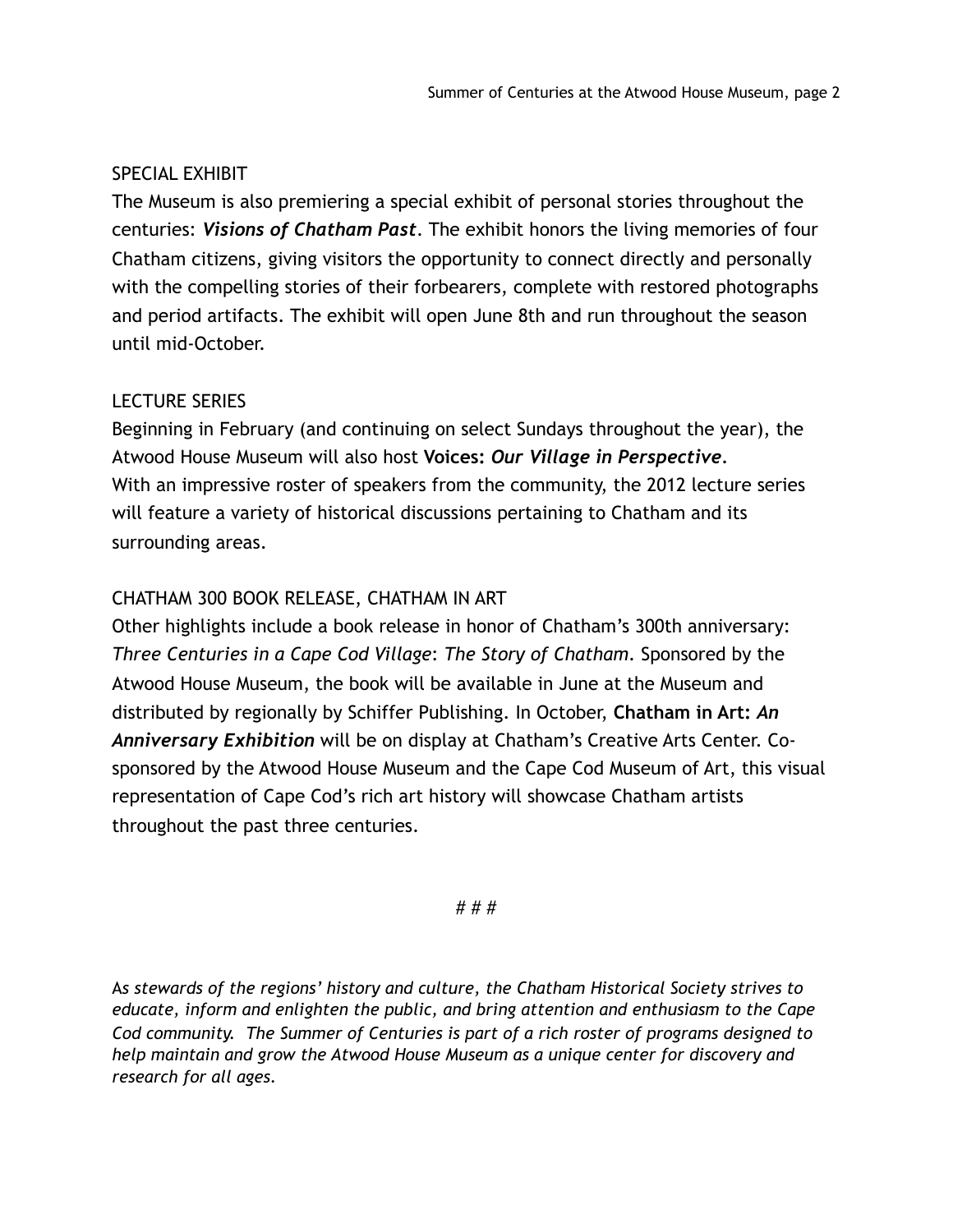## SPECIAL EXHIBIT

The Museum is also premiering a special exhibit of personal stories throughout the centuries: ***Visions of Chatham Past***. The exhibit honors the living memories of four Chatham citizens, giving visitors the opportunity to connect directly and personally with the compelling stories of their forbearers, complete with restored photographs and period artifacts. The exhibit will open June 8th and run throughout the season until mid-October.

## LECTURE SERIES

Beginning in February (and continuing on select Sundays throughout the year), the Atwood House Museum will also host **Voices: *Our Village in Perspective*.** With an impressive roster of speakers from the community, the 2012 lecture series will feature a variety of historical discussions pertaining to Chatham and its surrounding areas.

## CHATHAM 300 BOOK RELEASE, CHATHAM IN ART

Other highlights include a book release in honor of Chatham's 300th anniversary: *Three Centuries in a Cape Cod Village*: *The Story of Chatham*. Sponsored by the Atwood House Museum, the book will be available in June at the Museum and distributed by regionally by Schiffer Publishing. In October, **Chatham in Art: *An Anniversary Exhibition*** will be on display at Chatham's Creative Arts Center. Co-sponsored by the Atwood House Museum and the Cape Cod Museum of Art, this visual representation of Cape Cod's rich art history will showcase Chatham artists throughout the past three centuries.

# # #

*As stewards of the regions' history and culture, the Chatham Historical Society strives to educate, inform and enlighten the public, and bring attention and enthusiasm to the Cape Cod community. The Summer of Centuries is part of a rich roster of programs designed to help maintain and grow the Atwood House Museum as a unique center for discovery and research for all ages.*